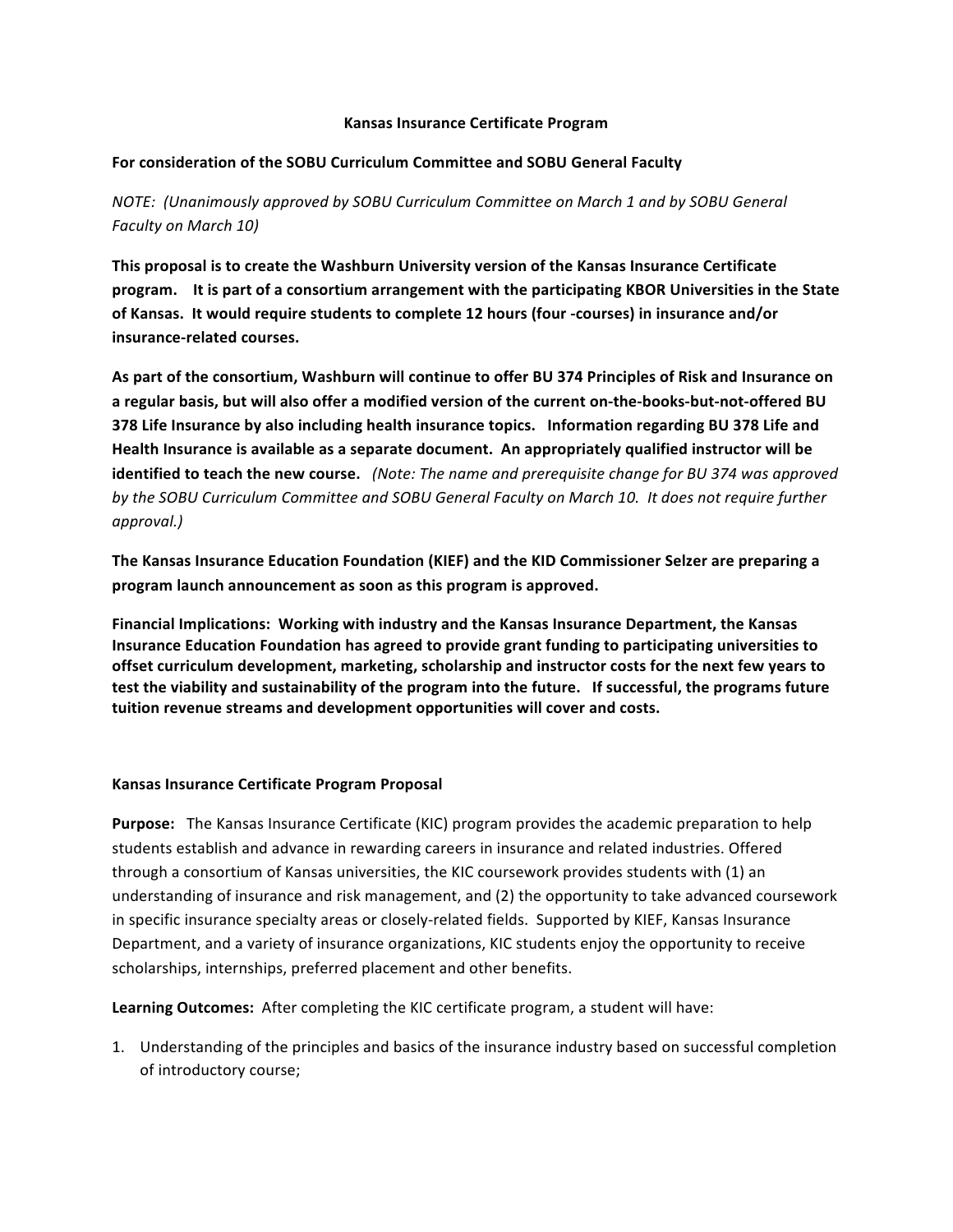# Kansas Insurance Certificate Program

**For consideration of the SOBU Curriculum Committee and SOBU General Faculty**

*NOTE: (Unanimously approved by SOBU Curriculum Committee on March 1 and by SOBU General Faculty on March 10)*

**This proposal is to create the Washburn University version of the Kansas Insurance Certificate program. It is part of a consortium arrangement with the participating KBOR Universities in the State of Kansas. It would require students to complete 12 hours (four -courses) in insurance and/or insurance-related courses.**

**As part of the consortium, Washburn will continue to offer BU 374 Principles of Risk and Insurance on a regular basis, but will also offer a modified version of the current on-the-books-but-not-offered BU 378 Life Insurance by also including health insurance topics. Information regarding BU 378 Life and Health Insurance is available as a separate document. An appropriately qualified instructor will be identified to teach the new course.** *(Note: The name and prerequisite change for BU 374 was approved by the SOBU Curriculum Committee and SOBU General Faculty on March 10. It does not require further approval.)*

**The Kansas Insurance Education Foundation (KIEF) and the KID Commissioner Selzer are preparing a program launch announcement as soon as this program is approved.**

**Financial Implications: Working with industry and the Kansas Insurance Department, the Kansas Insurance Education Foundation has agreed to provide grant funding to participating universities to offset curriculum development, marketing, scholarship and instructor costs for the next few years to test the viability and sustainability of the program into the future. If successful, the programs future tuition revenue streams and development opportunities will cover and costs.**

## Kansas Insurance Certificate Program Proposal

**Purpose:** The Kansas Insurance Certificate (KIC) program provides the academic preparation to help students establish and advance in rewarding careers in insurance and related industries. Offered through a consortium of Kansas universities, the KIC coursework provides students with (1) an understanding of insurance and risk management, and (2) the opportunity to take advanced coursework in specific insurance specialty areas or closely-related fields. Supported by KIEF, Kansas Insurance Department, and a variety of insurance organizations, KIC students enjoy the opportunity to receive scholarships, internships, preferred placement and other benefits.

**Learning Outcomes:** After completing the KIC certificate program, a student will have:

1. Understanding of the principles and basics of the insurance industry based on successful completion of introductory course;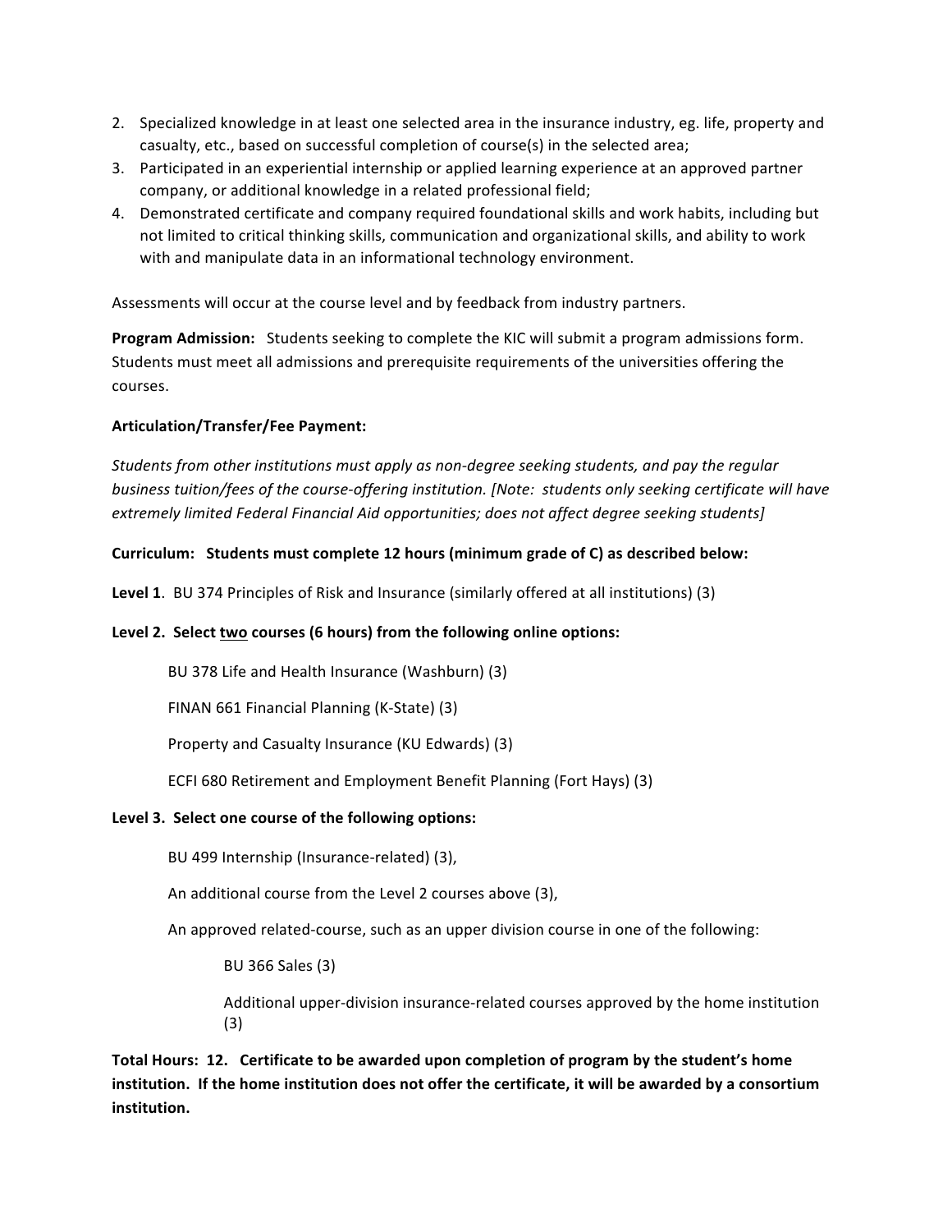2. Specialized knowledge in at least one selected area in the insurance industry, eg. life, property and casualty, etc., based on successful completion of course(s) in the selected area;
3. Participated in an experiential internship or applied learning experience at an approved partner company, or additional knowledge in a related professional field;
4. Demonstrated certificate and company required foundational skills and work habits, including but not limited to critical thinking skills, communication and organizational skills, and ability to work with and manipulate data in an informational technology environment.

Assessments will occur at the course level and by feedback from industry partners.

**Program Admission:** Students seeking to complete the KIC will submit a program admissions form. Students must meet all admissions and prerequisite requirements of the universities offering the courses.

**Articulation/Transfer/Fee Payment:**

*Students from other institutions must apply as non-degree seeking students, and pay the regular business tuition/fees of the course-offering institution. [Note: students only seeking certificate will have extremely limited Federal Financial Aid opportunities; does not affect degree seeking students]*

**Curriculum: Students must complete 12 hours (minimum grade of C) as described below:**

**Level 1**. BU 374 Principles of Risk and Insurance (similarly offered at all institutions) (3)

**Level 2. Select two courses (6 hours) from the following online options:**

- BU 378 Life and Health Insurance (Washburn) (3)
- FINAN 661 Financial Planning (K-State) (3)
- Property and Casualty Insurance (KU Edwards) (3)
- ECFI 680 Retirement and Employment Benefit Planning (Fort Hays) (3)

**Level 3. Select one course of the following options:**

- BU 499 Internship (Insurance-related) (3),
- An additional course from the Level 2 courses above (3),
- An approved related-course, such as an upper division course in one of the following:
  - BU 366 Sales (3)
  - Additional upper-division insurance-related courses approved by the home institution (3)

**Total Hours: 12. Certificate to be awarded upon completion of program by the student's home institution. If the home institution does not offer the certificate, it will be awarded by a consortium institution.**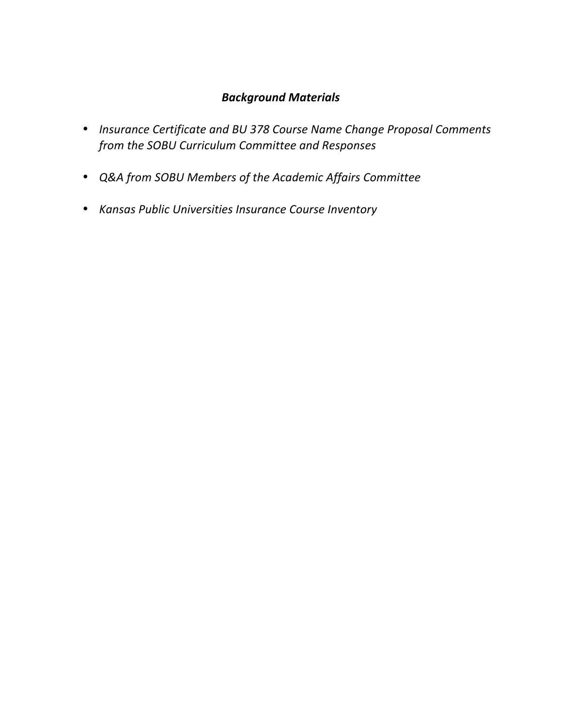## *Background Materials*

- *Insurance Certificate and BU 378 Course Name Change Proposal Comments from the SOBU Curriculum Committee and Responses*
- *Q&A from SOBU Members of the Academic Affairs Committee*
- *Kansas Public Universities Insurance Course Inventory*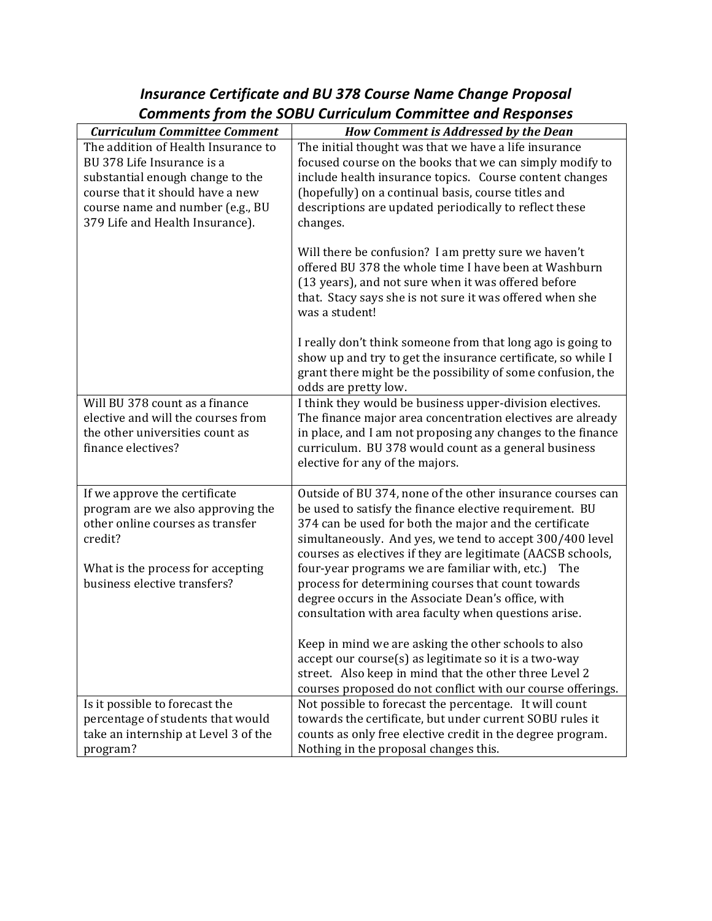# *Insurance Certificate and BU 378 Course Name Change Proposal Comments from the SOBU Curriculum Committee and Responses*

| *Curriculum Committee Comment* | *How Comment is Addressed by the Dean* |
|---|---|
| The addition of Health Insurance to BU 378 Life Insurance is a substantial enough change to the course that it should have a new course name and number (e.g., BU 379 Life and Health Insurance). | The initial thought was that we have a life insurance focused course on the books that we can simply modify to include health insurance topics. Course content changes (hopefully) on a continual basis, course titles and descriptions are updated periodically to reflect these changes.<br><br>Will there be confusion? I am pretty sure we haven't offered BU 378 the whole time I have been at Washburn (13 years), and not sure when it was offered before that. Stacy says she is not sure it was offered when she was a student!<br><br>I really don't think someone from that long ago is going to show up and try to get the insurance certificate, so while I grant there might be the possibility of some confusion, the odds are pretty low. |
| Will BU 378 count as a finance elective and will the courses from the other universities count as finance electives? | I think they would be business upper-division electives. The finance major area concentration electives are already in place, and I am not proposing any changes to the finance curriculum. BU 378 would count as a general business elective for any of the majors. |
| If we approve the certificate program are we also approving the other online courses as transfer credit?<br><br>What is the process for accepting business elective transfers? | Outside of BU 374, none of the other insurance courses can be used to satisfy the finance elective requirement. BU 374 can be used for both the major and the certificate simultaneously. And yes, we tend to accept 300/400 level courses as electives if they are legitimate (AACSB schools, four-year programs we are familiar with, etc.) The process for determining courses that count towards degree occurs in the Associate Dean's office, with consultation with area faculty when questions arise.<br><br>Keep in mind we are asking the other schools to also accept our course(s) as legitimate so it is a two-way street. Also keep in mind that the other three Level 2 courses proposed do not conflict with our course offerings. |
| Is it possible to forecast the percentage of students that would take an internship at Level 3 of the program? | Not possible to forecast the percentage. It will count towards the certificate, but under current SOBU rules it counts as only free elective credit in the degree program. Nothing in the proposal changes this. |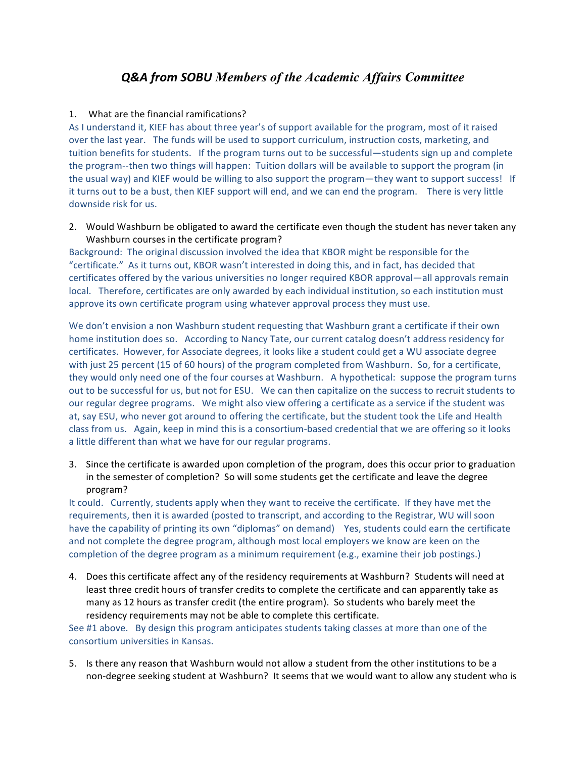# *Q&A from SOBU Members of the Academic Affairs Committee*

1. What are the financial ramifications?

As I understand it, KIEF has about three year's of support available for the program, most of it raised over the last year. The funds will be used to support curriculum, instruction costs, marketing, and tuition benefits for students. If the program turns out to be successful—students sign up and complete the program--then two things will happen: Tuition dollars will be available to support the program (in the usual way) and KIEF would be willing to also support the program—they want to support success! If it turns out to be a bust, then KIEF support will end, and we can end the program. There is very little downside risk for us.

2. Would Washburn be obligated to award the certificate even though the student has never taken any Washburn courses in the certificate program?

Background: The original discussion involved the idea that KBOR might be responsible for the "certificate." As it turns out, KBOR wasn't interested in doing this, and in fact, has decided that certificates offered by the various universities no longer required KBOR approval—all approvals remain local. Therefore, certificates are only awarded by each individual institution, so each institution must approve its own certificate program using whatever approval process they must use.

We don't envision a non Washburn student requesting that Washburn grant a certificate if their own home institution does so. According to Nancy Tate, our current catalog doesn't address residency for certificates. However, for Associate degrees, it looks like a student could get a WU associate degree with just 25 percent (15 of 60 hours) of the program completed from Washburn. So, for a certificate, they would only need one of the four courses at Washburn. A hypothetical: suppose the program turns out to be successful for us, but not for ESU. We can then capitalize on the success to recruit students to our regular degree programs. We might also view offering a certificate as a service if the student was at, say ESU, who never got around to offering the certificate, but the student took the Life and Health class from us. Again, keep in mind this is a consortium-based credential that we are offering so it looks a little different than what we have for our regular programs.

3. Since the certificate is awarded upon completion of the program, does this occur prior to graduation in the semester of completion? So will some students get the certificate and leave the degree program?

It could. Currently, students apply when they want to receive the certificate. If they have met the requirements, then it is awarded (posted to transcript, and according to the Registrar, WU will soon have the capability of printing its own "diplomas" on demand) Yes, students could earn the certificate and not complete the degree program, although most local employers we know are keen on the completion of the degree program as a minimum requirement (e.g., examine their job postings.)

4. Does this certificate affect any of the residency requirements at Washburn? Students will need at least three credit hours of transfer credits to complete the certificate and can apparently take as many as 12 hours as transfer credit (the entire program). So students who barely meet the residency requirements may not be able to complete this certificate.

See #1 above. By design this program anticipates students taking classes at more than one of the consortium universities in Kansas.

5. Is there any reason that Washburn would not allow a student from the other institutions to be a non-degree seeking student at Washburn? It seems that we would want to allow any student who is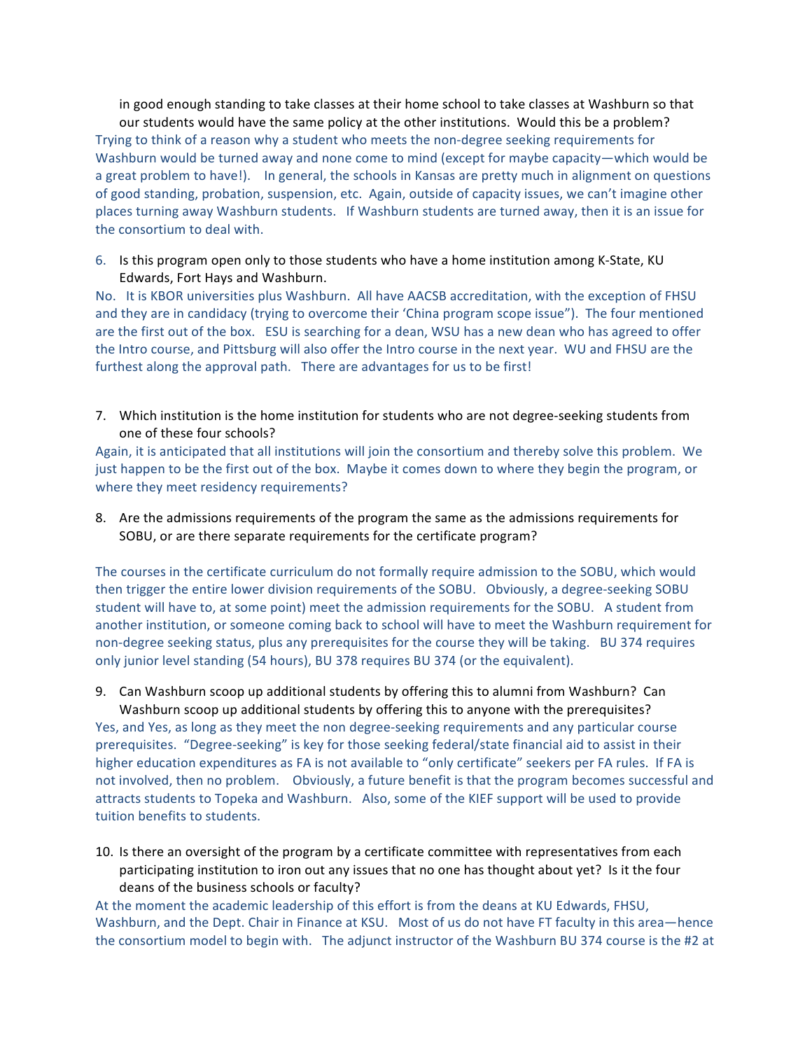in good enough standing to take classes at their home school to take classes at Washburn so that our students would have the same policy at the other institutions. Would this be a problem?

Trying to think of a reason why a student who meets the non-degree seeking requirements for Washburn would be turned away and none come to mind (except for maybe capacity—which would be a great problem to have!). In general, the schools in Kansas are pretty much in alignment on questions of good standing, probation, suspension, etc. Again, outside of capacity issues, we can't imagine other places turning away Washburn students. If Washburn students are turned away, then it is an issue for the consortium to deal with.

6. Is this program open only to those students who have a home institution among K-State, KU Edwards, Fort Hays and Washburn.

No. It is KBOR universities plus Washburn. All have AACSB accreditation, with the exception of FHSU and they are in candidacy (trying to overcome their 'China program scope issue"). The four mentioned are the first out of the box. ESU is searching for a dean, WSU has a new dean who has agreed to offer the Intro course, and Pittsburg will also offer the Intro course in the next year. WU and FHSU are the furthest along the approval path. There are advantages for us to be first!

7. Which institution is the home institution for students who are not degree-seeking students from one of these four schools?

Again, it is anticipated that all institutions will join the consortium and thereby solve this problem. We just happen to be the first out of the box. Maybe it comes down to where they begin the program, or where they meet residency requirements?

8. Are the admissions requirements of the program the same as the admissions requirements for SOBU, or are there separate requirements for the certificate program?

The courses in the certificate curriculum do not formally require admission to the SOBU, which would then trigger the entire lower division requirements of the SOBU. Obviously, a degree-seeking SOBU student will have to, at some point) meet the admission requirements for the SOBU. A student from another institution, or someone coming back to school will have to meet the Washburn requirement for non-degree seeking status, plus any prerequisites for the course they will be taking. BU 374 requires only junior level standing (54 hours), BU 378 requires BU 374 (or the equivalent).

9. Can Washburn scoop up additional students by offering this to alumni from Washburn? Can Washburn scoop up additional students by offering this to anyone with the prerequisites?

Yes, and Yes, as long as they meet the non degree-seeking requirements and any particular course prerequisites. "Degree-seeking" is key for those seeking federal/state financial aid to assist in their higher education expenditures as FA is not available to "only certificate" seekers per FA rules. If FA is not involved, then no problem. Obviously, a future benefit is that the program becomes successful and attracts students to Topeka and Washburn. Also, some of the KIEF support will be used to provide tuition benefits to students.

10. Is there an oversight of the program by a certificate committee with representatives from each participating institution to iron out any issues that no one has thought about yet? Is it the four deans of the business schools or faculty?

At the moment the academic leadership of this effort is from the deans at KU Edwards, FHSU, Washburn, and the Dept. Chair in Finance at KSU. Most of us do not have FT faculty in this area—hence the consortium model to begin with. The adjunct instructor of the Washburn BU 374 course is the #2 at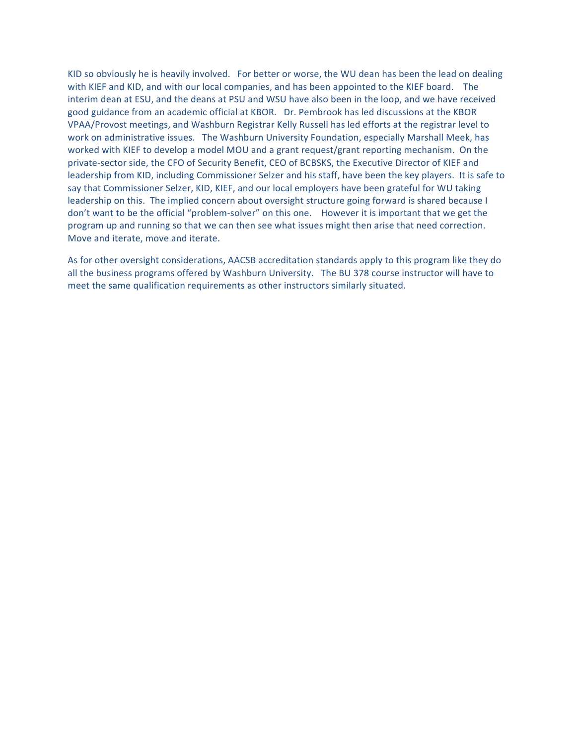KID so obviously he is heavily involved. For better or worse, the WU dean has been the lead on dealing with KIEF and KID, and with our local companies, and has been appointed to the KIEF board. The interim dean at ESU, and the deans at PSU and WSU have also been in the loop, and we have received good guidance from an academic official at KBOR. Dr. Pembrook has led discussions at the KBOR VPAA/Provost meetings, and Washburn Registrar Kelly Russell has led efforts at the registrar level to work on administrative issues. The Washburn University Foundation, especially Marshall Meek, has worked with KIEF to develop a model MOU and a grant request/grant reporting mechanism. On the private-sector side, the CFO of Security Benefit, CEO of BCBSKS, the Executive Director of KIEF and leadership from KID, including Commissioner Selzer and his staff, have been the key players. It is safe to say that Commissioner Selzer, KID, KIEF, and our local employers have been grateful for WU taking leadership on this. The implied concern about oversight structure going forward is shared because I don't want to be the official "problem-solver" on this one. However it is important that we get the program up and running so that we can then see what issues might then arise that need correction. Move and iterate, move and iterate.

As for other oversight considerations, AACSB accreditation standards apply to this program like they do all the business programs offered by Washburn University. The BU 378 course instructor will have to meet the same qualification requirements as other instructors similarly situated.